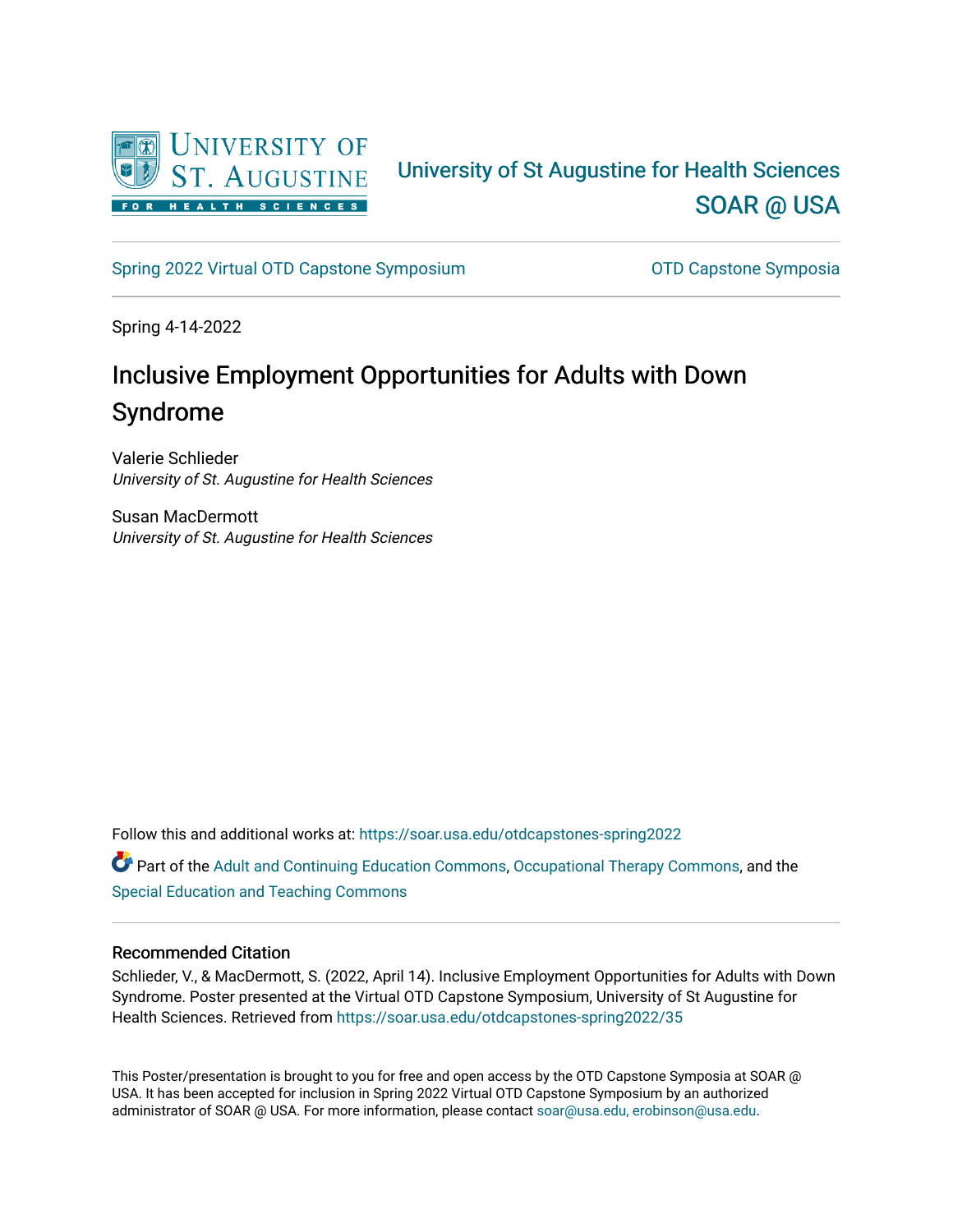University of St Augustine for Health Sciences

SOAR @ USA

Spring 2022 Virtual OTD Capstone Symposium

OTD Capstone Symposia

Spring 4-14-2022

# Inclusive Employment Opportunities for Adults with Down Syndrome

Valerie Schlieder
*University of St. Augustine for Health Sciences*

Susan MacDermott
*University of St. Augustine for Health Sciences*

Follow this and additional works at: https://soar.usa.edu/otdcapstones-spring2022

Part of the Adult and Continuing Education Commons, Occupational Therapy Commons, and the Special Education and Teaching Commons

## Recommended Citation

Schlieder, V., & MacDermott, S. (2022, April 14). Inclusive Employment Opportunities for Adults with Down Syndrome. Poster presented at the Virtual OTD Capstone Symposium, University of St Augustine for Health Sciences. Retrieved from https://soar.usa.edu/otdcapstones-spring2022/35

This Poster/presentation is brought to you for free and open access by the OTD Capstone Symposia at SOAR @ USA. It has been accepted for inclusion in Spring 2022 Virtual OTD Capstone Symposium by an authorized administrator of SOAR @ USA. For more information, please contact soar@usa.edu, erobinson@usa.edu.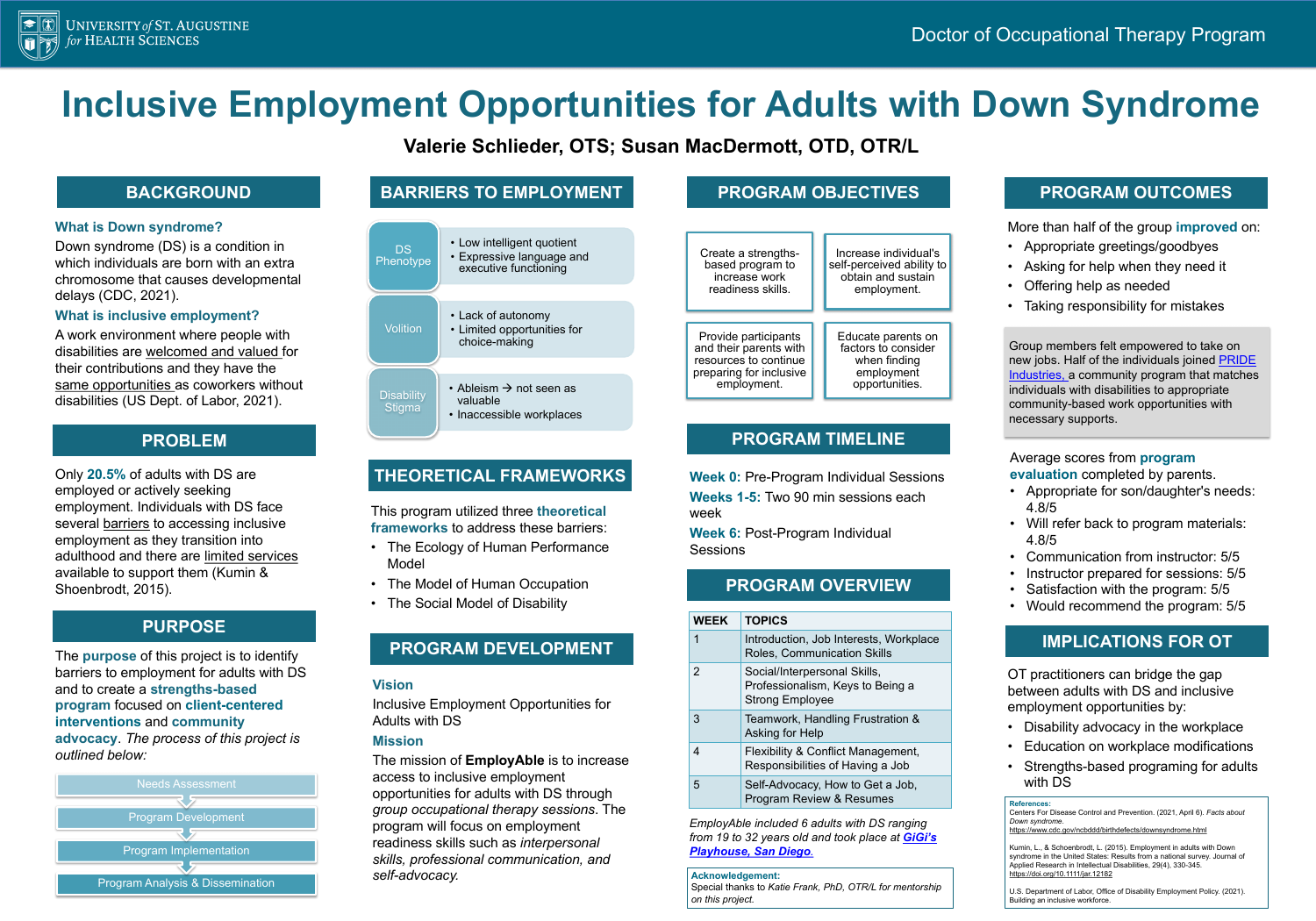University of St. Augustine for Health Sciences — Doctor of Occupational Therapy Program

# Inclusive Employment Opportunities for Adults with Down Syndrome

**Valerie Schlieder, OTS; Susan MacDermott, OTD, OTR/L**

## BACKGROUND

### What is Down syndrome?

Down syndrome (DS) is a condition in which individuals are born with an extra chromosome that causes developmental delays (CDC, 2021).

### What is inclusive employment?

A work environment where people with disabilities are welcomed and valued for their contributions and they have the same opportunities as coworkers without disabilities (US Dept. of Labor, 2021).

## PROBLEM

Only **20.5%** of adults with DS are employed or actively seeking employment. Individuals with DS face several barriers to accessing inclusive employment as they transition into adulthood and there are limited services available to support them (Kumin & Shoenbrodt, 2015).

## PURPOSE

The **purpose** of this project is to identify barriers to employment for adults with DS and to create a **strengths-based program** focused on **client-centered interventions** and **community advocacy**. *The process of this project is outlined below:*

- Needs Assessment
- Program Development
- Program Implementation
- Program Analysis & Dissemination

## BARRIERS TO EMPLOYMENT

**DS Phenotype**
- Low intelligent quotient
- Expressive language and executive functioning

**Volition**
- Lack of autonomy
- Limited opportunities for choice-making

**Disability Stigma**
- Ableism → not seen as valuable
- Inaccessible workplaces

## THEORETICAL FRAMEWORKS

This program utilized three **theoretical frameworks** to address these barriers:

- The Ecology of Human Performance Model
- The Model of Human Occupation
- The Social Model of Disability

## PROGRAM DEVELOPMENT

### Vision

Inclusive Employment Opportunities for Adults with DS

### Mission

The mission of **EmployAble** is to increase access to inclusive employment opportunities for adults with DS through *group occupational therapy sessions*. The program will focus on employment readiness skills such as *interpersonal skills, professional communication, and self-advocacy.*

## PROGRAM OBJECTIVES

- Create a strengths-based program to increase work readiness skills.
- Increase individual's self-perceived ability to obtain and sustain employment.
- Provide participants and their parents with resources to continue preparing for inclusive employment.
- Educate parents on factors to consider when finding employment opportunities.

## PROGRAM TIMELINE

**Week 0:** Pre-Program Individual Sessions

**Weeks 1-5:** Two 90 min sessions each week

**Week 6:** Post-Program Individual Sessions

## PROGRAM OVERVIEW

| WEEK | TOPICS |
|---|---|
| 1 | Introduction, Job Interests, Workplace Roles, Communication Skills |
| 2 | Social/Interpersonal Skills, Professionalism, Keys to Being a Strong Employee |
| 3 | Teamwork, Handling Frustration & Asking for Help |
| 4 | Flexibility & Conflict Management, Responsibilities of Having a Job |
| 5 | Self-Advocacy, How to Get a Job, Program Review & Resumes |

*EmployAble included 6 adults with DS ranging from 19 to 32 years old and took place at **GiGi's Playhouse, San Diego**.*

**Acknowledgement:**
Special thanks to *Katie Frank, PhD, OTR/L* for mentorship *on this project.*

## PROGRAM OUTCOMES

More than half of the group **improved** on:

- Appropriate greetings/goodbyes
- Asking for help when they need it
- Offering help as needed
- Taking responsibility for mistakes

Group members felt empowered to take on new jobs. Half of the individuals joined PRIDE Industries, a community program that matches individuals with disabilities to appropriate community-based work opportunities with necessary supports.

Average scores from **program evaluation** completed by parents.

- Appropriate for son/daughter's needs: 4.8/5
- Will refer back to program materials: 4.8/5
- Communication from instructor: 5/5
- Instructor prepared for sessions: 5/5
- Satisfaction with the program: 5/5
- Would recommend the program: 5/5

## IMPLICATIONS FOR OT

OT practitioners can bridge the gap between adults with DS and inclusive employment opportunities by:

- Disability advocacy in the workplace
- Education on workplace modifications
- Strengths-based programing for adults with DS

**References:**

Centers For Disease Control and Prevention. (2021, April 6). *Facts about Down syndrome.* https://www.cdc.gov/ncbddd/birthdefects/downsyndrome.html

Kumin, L., & Schoenbrodt, L. (2015). Employment in adults with Down syndrome in the United States: Results from a national survey. Journal of Applied Research in Intellectual Disabilities, 29(4), 330-345. https://doi.org/10.1111/jar.12182

U.S. Department of Labor, Office of Disability Employment Policy. (2021). Building an inclusive workforce.